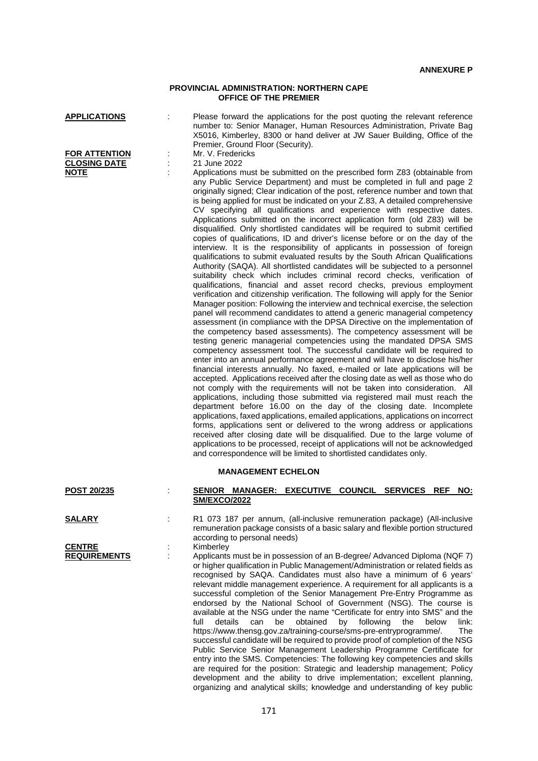**ANNEXURE P**

## PROVINCIAL ADMINISTRATION: NORTHERN CAPE
## OFFICE OF THE PREMIER

**APPLICATIONS** : Please forward the applications for the post quoting the relevant reference number to: Senior Manager, Human Resources Administration, Private Bag X5016, Kimberley, 8300 or hand deliver at JW Sauer Building, Office of the Premier, Ground Floor (Security).

**FOR ATTENTION** : Mr. V. Fredericks

**CLOSING DATE** : 21 June 2022

**NOTE** : Applications must be submitted on the prescribed form Z83 (obtainable from any Public Service Department) and must be completed in full and page 2 originally signed; Clear indication of the post, reference number and town that is being applied for must be indicated on your Z.83, A detailed comprehensive CV specifying all qualifications and experience with respective dates. Applications submitted on the incorrect application form (old Z83) will be disqualified. Only shortlisted candidates will be required to submit certified copies of qualifications, ID and driver's license before or on the day of the interview. It is the responsibility of applicants in possession of foreign qualifications to submit evaluated results by the South African Qualifications Authority (SAQA). All shortlisted candidates will be subjected to a personnel suitability check which includes criminal record checks, verification of qualifications, financial and asset record checks, previous employment verification and citizenship verification. The following will apply for the Senior Manager position: Following the interview and technical exercise, the selection panel will recommend candidates to attend a generic managerial competency assessment (in compliance with the DPSA Directive on the implementation of the competency based assessments). The competency assessment will be testing generic managerial competencies using the mandated DPSA SMS competency assessment tool. The successful candidate will be required to enter into an annual performance agreement and will have to disclose his/her financial interests annually. No faxed, e-mailed or late applications will be accepted. Applications received after the closing date as well as those who do not comply with the requirements will not be taken into consideration. All applications, including those submitted via registered mail must reach the department before 16.00 on the day of the closing date. Incomplete applications, faxed applications, emailed applications, applications on incorrect forms, applications sent or delivered to the wrong address or applications received after closing date will be disqualified. Due to the large volume of applications to be processed, receipt of applications will not be acknowledged and correspondence will be limited to shortlisted candidates only.

### MANAGEMENT ECHELON

**POST 20/235** : **SENIOR MANAGER: EXECUTIVE COUNCIL SERVICES REF NO: SM/EXCO/2022**

**SALARY** : R1 073 187 per annum, (all-inclusive remuneration package) (All-inclusive remuneration package consists of a basic salary and flexible portion structured according to personal needs)

**CENTRE** : Kimberley

**REQUIREMENTS** : Applicants must be in possession of an B-degree/ Advanced Diploma (NQF 7) or higher qualification in Public Management/Administration or related fields as recognised by SAQA. Candidates must also have a minimum of 6 years' relevant middle management experience. A requirement for all applicants is a successful completion of the Senior Management Pre-Entry Programme as endorsed by the National School of Government (NSG). The course is available at the NSG under the name "Certificate for entry into SMS" and the full details can be obtained by following the below link: https://www.thensg.gov.za/training-course/sms-pre-entryprogramme/. The successful candidate will be required to provide proof of completion of the NSG Public Service Senior Management Leadership Programme Certificate for entry into the SMS. Competencies: The following key competencies and skills are required for the position: Strategic and leadership management; Policy development and the ability to drive implementation; excellent planning, organizing and analytical skills; knowledge and understanding of key public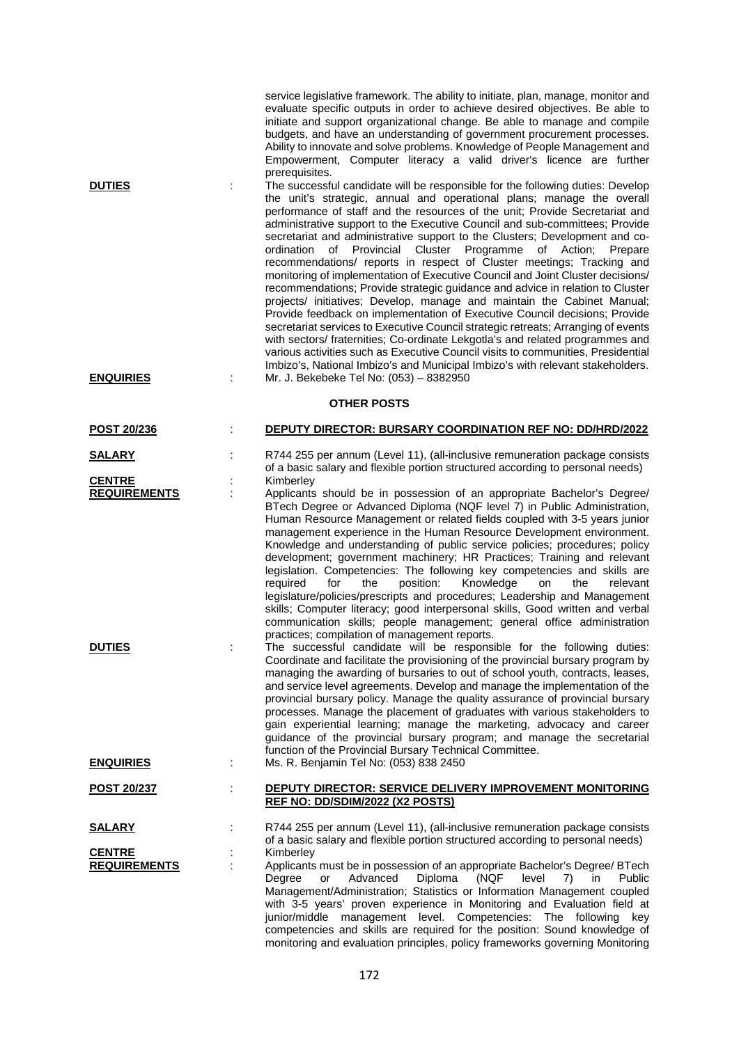service legislative framework. The ability to initiate, plan, manage, monitor and evaluate specific outputs in order to achieve desired objectives. Be able to initiate and support organizational change. Be able to manage and compile budgets, and have an understanding of government procurement processes. Ability to innovate and solve problems. Knowledge of People Management and Empowerment, Computer literacy a valid driver's licence are further prerequisites.

**DUTIES** : The successful candidate will be responsible for the following duties: Develop the unit's strategic, annual and operational plans; manage the overall performance of staff and the resources of the unit; Provide Secretariat and administrative support to the Executive Council and sub-committees; Provide secretariat and administrative support to the Clusters; Development and co-ordination of Provincial Cluster Programme of Action; Prepare recommendations/ reports in respect of Cluster meetings; Tracking and monitoring of implementation of Executive Council and Joint Cluster decisions/ recommendations; Provide strategic guidance and advice in relation to Cluster projects/ initiatives; Develop, manage and maintain the Cabinet Manual; Provide feedback on implementation of Executive Council decisions; Provide secretariat services to Executive Council strategic retreats; Arranging of events with sectors/ fraternities; Co-ordinate Lekgotla's and related programmes and various activities such as Executive Council visits to communities, Presidential Imbizo's, National Imbizo's and Municipal Imbizo's with relevant stakeholders.

**ENQUIRIES** : Mr. J. Bekebeke Tel No: (053) – 8382950

## OTHER POSTS

**POST 20/236** : **DEPUTY DIRECTOR: BURSARY COORDINATION REF NO: DD/HRD/2022**

**SALARY** : R744 255 per annum (Level 11), (all-inclusive remuneration package consists of a basic salary and flexible portion structured according to personal needs)

**CENTRE** : Kimberley

**REQUIREMENTS** : Applicants should be in possession of an appropriate Bachelor's Degree/ BTech Degree or Advanced Diploma (NQF level 7) in Public Administration, Human Resource Management or related fields coupled with 3-5 years junior management experience in the Human Resource Development environment. Knowledge and understanding of public service policies; procedures; policy development; government machinery; HR Practices; Training and relevant legislation. Competencies: The following key competencies and skills are required for the position: Knowledge on the relevant legislature/policies/prescripts and procedures; Leadership and Management skills; Computer literacy; good interpersonal skills, Good written and verbal communication skills; people management; general office administration practices; compilation of management reports.

**DUTIES** : The successful candidate will be responsible for the following duties: Coordinate and facilitate the provisioning of the provincial bursary program by managing the awarding of bursaries to out of school youth, contracts, leases, and service level agreements. Develop and manage the implementation of the provincial bursary policy. Manage the quality assurance of provincial bursary processes. Manage the placement of graduates with various stakeholders to gain experiential learning; manage the marketing, advocacy and career guidance of the provincial bursary program; and manage the secretarial function of the Provincial Bursary Technical Committee.

**ENQUIRIES** : Ms. R. Benjamin Tel No: (053) 838 2450

**POST 20/237** : **DEPUTY DIRECTOR: SERVICE DELIVERY IMPROVEMENT MONITORING REF NO: DD/SDIM/2022 (X2 POSTS)**

**SALARY** : R744 255 per annum (Level 11), (all-inclusive remuneration package consists of a basic salary and flexible portion structured according to personal needs)

**CENTRE** : Kimberley

**REQUIREMENTS** : Applicants must be in possession of an appropriate Bachelor's Degree/ BTech Degree or Advanced Diploma (NQF level 7) in Public Management/Administration; Statistics or Information Management coupled with 3-5 years' proven experience in Monitoring and Evaluation field at junior/middle management level. Competencies: The following key competencies and skills are required for the position: Sound knowledge of monitoring and evaluation principles, policy frameworks governing Monitoring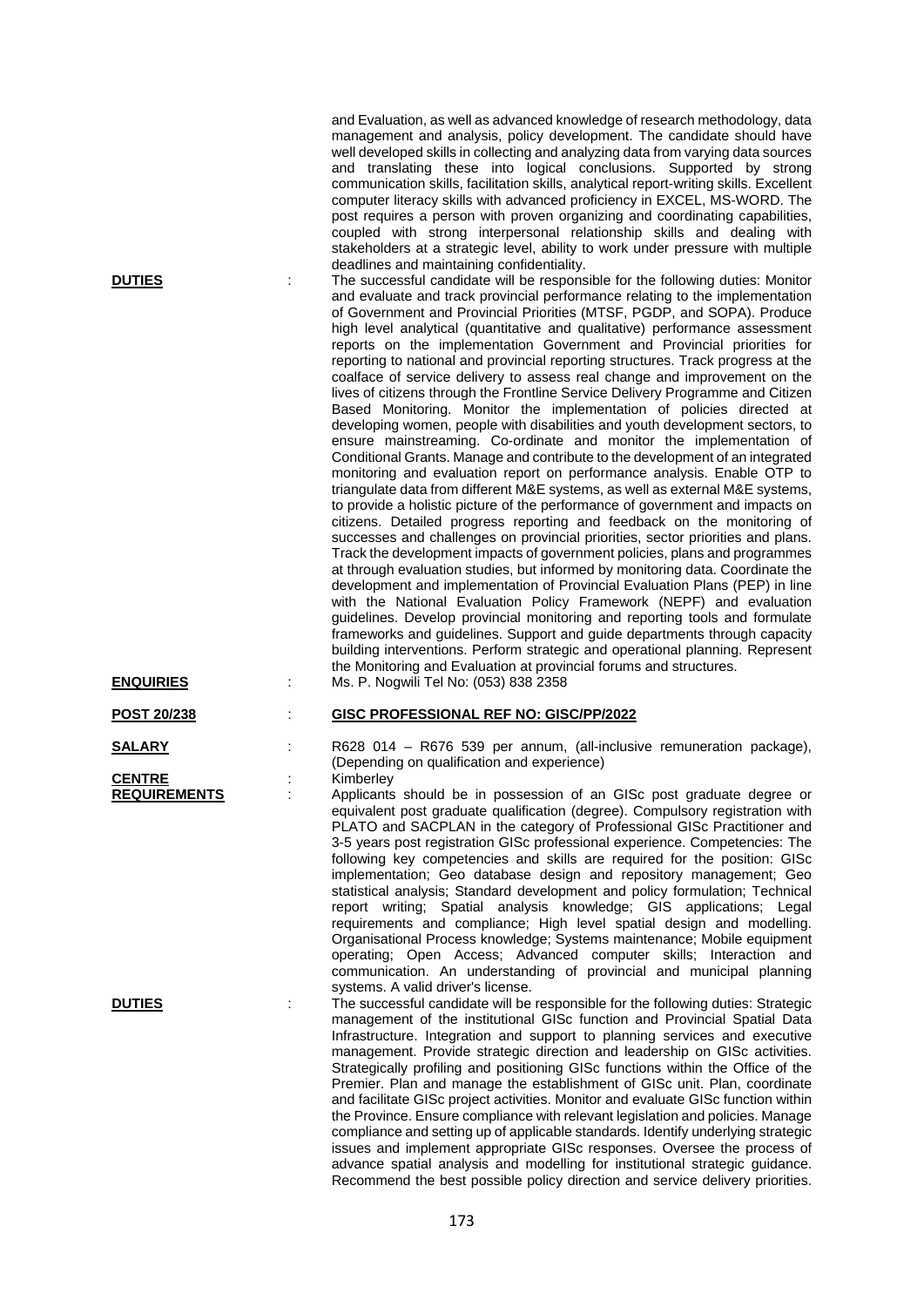and Evaluation, as well as advanced knowledge of research methodology, data management and analysis, policy development. The candidate should have well developed skills in collecting and analyzing data from varying data sources and translating these into logical conclusions. Supported by strong communication skills, facilitation skills, analytical report-writing skills. Excellent computer literacy skills with advanced proficiency in EXCEL, MS-WORD. The post requires a person with proven organizing and coordinating capabilities, coupled with strong interpersonal relationship skills and dealing with stakeholders at a strategic level, ability to work under pressure with multiple deadlines and maintaining confidentiality.

**DUTIES** : The successful candidate will be responsible for the following duties: Monitor and evaluate and track provincial performance relating to the implementation of Government and Provincial Priorities (MTSF, PGDP, and SOPA). Produce high level analytical (quantitative and qualitative) performance assessment reports on the implementation Government and Provincial priorities for reporting to national and provincial reporting structures. Track progress at the coalface of service delivery to assess real change and improvement on the lives of citizens through the Frontline Service Delivery Programme and Citizen Based Monitoring. Monitor the implementation of policies directed at developing women, people with disabilities and youth development sectors, to ensure mainstreaming. Co-ordinate and monitor the implementation of Conditional Grants. Manage and contribute to the development of an integrated monitoring and evaluation report on performance analysis. Enable OTP to triangulate data from different M&E systems, as well as external M&E systems, to provide a holistic picture of the performance of government and impacts on citizens. Detailed progress reporting and feedback on the monitoring of successes and challenges on provincial priorities, sector priorities and plans. Track the development impacts of government policies, plans and programmes at through evaluation studies, but informed by monitoring data. Coordinate the development and implementation of Provincial Evaluation Plans (PEP) in line with the National Evaluation Policy Framework (NEPF) and evaluation guidelines. Develop provincial monitoring and reporting tools and formulate frameworks and guidelines. Support and guide departments through capacity building interventions. Perform strategic and operational planning. Represent the Monitoring and Evaluation at provincial forums and structures.

**ENQUIRIES** : Ms. P. Nogwili Tel No: (053) 838 2358

**POST 20/238** : **GISC PROFESSIONAL REF NO: GISC/PP/2022**

**SALARY** : R628 014 – R676 539 per annum, (all-inclusive remuneration package), (Depending on qualification and experience)

**CENTRE** : Kimberley

**REQUIREMENTS** : Applicants should be in possession of an GISc post graduate degree or equivalent post graduate qualification (degree). Compulsory registration with PLATO and SACPLAN in the category of Professional GISc Practitioner and 3-5 years post registration GISc professional experience. Competencies: The following key competencies and skills are required for the position: GISc implementation; Geo database design and repository management; Geo statistical analysis; Standard development and policy formulation; Technical report writing; Spatial analysis knowledge; GIS applications; Legal requirements and compliance; High level spatial design and modelling. Organisational Process knowledge; Systems maintenance; Mobile equipment operating; Open Access; Advanced computer skills; Interaction and communication. An understanding of provincial and municipal planning systems. A valid driver's license.

**DUTIES** : The successful candidate will be responsible for the following duties: Strategic management of the institutional GISc function and Provincial Spatial Data Infrastructure. Integration and support to planning services and executive management. Provide strategic direction and leadership on GISc activities. Strategically profiling and positioning GISc functions within the Office of the Premier. Plan and manage the establishment of GISc unit. Plan, coordinate and facilitate GISc project activities. Monitor and evaluate GISc function within the Province. Ensure compliance with relevant legislation and policies. Manage compliance and setting up of applicable standards. Identify underlying strategic issues and implement appropriate GISc responses. Oversee the process of advance spatial analysis and modelling for institutional strategic guidance. Recommend the best possible policy direction and service delivery priorities.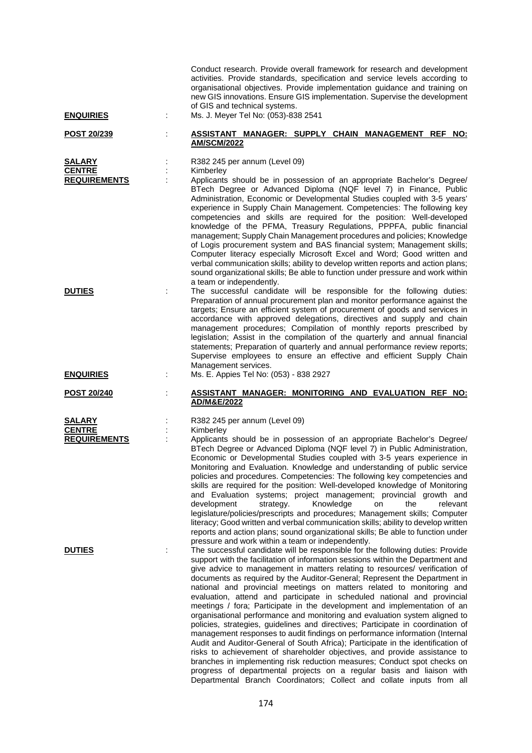Conduct research. Provide overall framework for research and development activities. Provide standards, specification and service levels according to organisational objectives. Provide implementation guidance and training on new GIS innovations. Ensure GIS implementation. Supervise the development of GIS and technical systems.

**ENQUIRIES** : Ms. J. Meyer Tel No: (053)-838 2541

**POST 20/239** : **ASSISTANT MANAGER: SUPPLY CHAIN MANAGEMENT REF NO: AM/SCM/2022**

**SALARY** : R382 245 per annum (Level 09)

**CENTRE** : Kimberley

**REQUIREMENTS** : Applicants should be in possession of an appropriate Bachelor's Degree/ BTech Degree or Advanced Diploma (NQF level 7) in Finance, Public Administration, Economic or Developmental Studies coupled with 3-5 years' experience in Supply Chain Management. Competencies: The following key competencies and skills are required for the position: Well-developed knowledge of the PFMA, Treasury Regulations, PPPFA, public financial management; Supply Chain Management procedures and policies; Knowledge of Logis procurement system and BAS financial system; Management skills; Computer literacy especially Microsoft Excel and Word; Good written and verbal communication skills; ability to develop written reports and action plans; sound organizational skills; Be able to function under pressure and work within a team or independently.

**DUTIES** : The successful candidate will be responsible for the following duties: Preparation of annual procurement plan and monitor performance against the targets; Ensure an efficient system of procurement of goods and services in accordance with approved delegations, directives and supply and chain management procedures; Compilation of monthly reports prescribed by legislation; Assist in the compilation of the quarterly and annual financial statements; Preparation of quarterly and annual performance review reports; Supervise employees to ensure an effective and efficient Supply Chain Management services.

**ENQUIRIES** : Ms. E. Appies Tel No: (053) - 838 2927

**POST 20/240** : **ASSISTANT MANAGER: MONITORING AND EVALUATION REF NO: AD/M&E/2022**

**SALARY** : R382 245 per annum (Level 09)

**CENTRE** : Kimberley

**REQUIREMENTS** : Applicants should be in possession of an appropriate Bachelor's Degree/ BTech Degree or Advanced Diploma (NQF level 7) in Public Administration, Economic or Developmental Studies coupled with 3-5 years experience in Monitoring and Evaluation. Knowledge and understanding of public service policies and procedures. Competencies: The following key competencies and skills are required for the position: Well-developed knowledge of Monitoring and Evaluation systems; project management; provincial growth and development strategy. Knowledge on the relevant legislature/policies/prescripts and procedures; Management skills; Computer literacy; Good written and verbal communication skills; ability to develop written reports and action plans; sound organizational skills; Be able to function under pressure and work within a team or independently.

**DUTIES** : The successful candidate will be responsible for the following duties: Provide support with the facilitation of information sessions within the Department and give advice to management in matters relating to resources/ verification of documents as required by the Auditor-General; Represent the Department in national and provincial meetings on matters related to monitoring and evaluation, attend and participate in scheduled national and provincial meetings / fora; Participate in the development and implementation of an organisational performance and monitoring and evaluation system aligned to policies, strategies, guidelines and directives; Participate in coordination of management responses to audit findings on performance information (Internal Audit and Auditor-General of South Africa); Participate in the identification of risks to achievement of shareholder objectives, and provide assistance to branches in implementing risk reduction measures; Conduct spot checks on progress of departmental projects on a regular basis and liaison with Departmental Branch Coordinators; Collect and collate inputs from all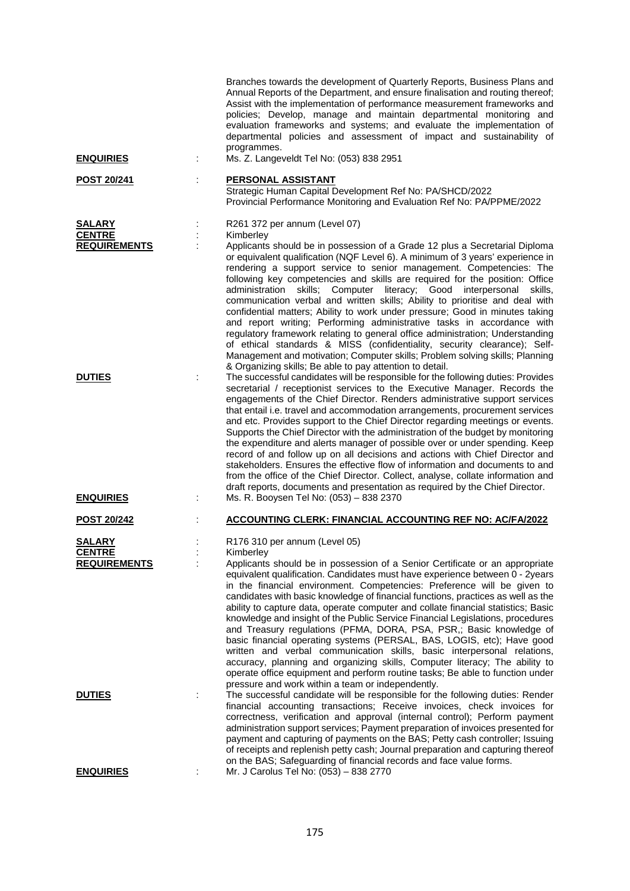Branches towards the development of Quarterly Reports, Business Plans and Annual Reports of the Department, and ensure finalisation and routing thereof; Assist with the implementation of performance measurement frameworks and policies; Develop, manage and maintain departmental monitoring and evaluation frameworks and systems; and evaluate the implementation of departmental policies and assessment of impact and sustainability of programmes.

**ENQUIRIES** : Ms. Z. Langeveldt Tel No: (053) 838 2951

**POST 20/241** : **PERSONAL ASSISTANT**
Strategic Human Capital Development Ref No: PA/SHCD/2022
Provincial Performance Monitoring and Evaluation Ref No: PA/PPME/2022

**SALARY** : R261 372 per annum (Level 07)

**CENTRE** : Kimberley

**REQUIREMENTS** : Applicants should be in possession of a Grade 12 plus a Secretarial Diploma or equivalent qualification (NQF Level 6). A minimum of 3 years' experience in rendering a support service to senior management. Competencies: The following key competencies and skills are required for the position: Office administration skills; Computer literacy; Good interpersonal skills, communication verbal and written skills; Ability to prioritise and deal with confidential matters; Ability to work under pressure; Good in minutes taking and report writing; Performing administrative tasks in accordance with regulatory framework relating to general office administration; Understanding of ethical standards & MISS (confidentiality, security clearance); Self-Management and motivation; Computer skills; Problem solving skills; Planning & Organizing skills; Be able to pay attention to detail.

**DUTIES** : The successful candidates will be responsible for the following duties: Provides secretarial / receptionist services to the Executive Manager. Records the engagements of the Chief Director. Renders administrative support services that entail i.e. travel and accommodation arrangements, procurement services and etc. Provides support to the Chief Director regarding meetings or events. Supports the Chief Director with the administration of the budget by monitoring the expenditure and alerts manager of possible over or under spending. Keep record of and follow up on all decisions and actions with Chief Director and stakeholders. Ensures the effective flow of information and documents to and from the office of the Chief Director. Collect, analyse, collate information and draft reports, documents and presentation as required by the Chief Director.

**ENQUIRIES** : Ms. R. Booysen Tel No: (053) – 838 2370

**POST 20/242** : **ACCOUNTING CLERK: FINANCIAL ACCOUNTING REF NO: AC/FA/2022**

**SALARY** : R176 310 per annum (Level 05)

**CENTRE** : Kimberley

**REQUIREMENTS** : Applicants should be in possession of a Senior Certificate or an appropriate equivalent qualification. Candidates must have experience between 0 - 2years in the financial environment. Competencies: Preference will be given to candidates with basic knowledge of financial functions, practices as well as the ability to capture data, operate computer and collate financial statistics; Basic knowledge and insight of the Public Service Financial Legislations, procedures and Treasury regulations (PFMA, DORA, PSA, PSR,; Basic knowledge of basic financial operating systems (PERSAL, BAS, LOGIS, etc); Have good written and verbal communication skills, basic interpersonal relations, accuracy, planning and organizing skills, Computer literacy; The ability to operate office equipment and perform routine tasks; Be able to function under pressure and work within a team or independently.

**DUTIES** : The successful candidate will be responsible for the following duties: Render financial accounting transactions; Receive invoices, check invoices for correctness, verification and approval (internal control); Perform payment administration support services; Payment preparation of invoices presented for payment and capturing of payments on the BAS; Petty cash controller; Issuing of receipts and replenish petty cash; Journal preparation and capturing thereof on the BAS; Safeguarding of financial records and face value forms.

**ENQUIRIES** : Mr. J Carolus Tel No: (053) – 838 2770